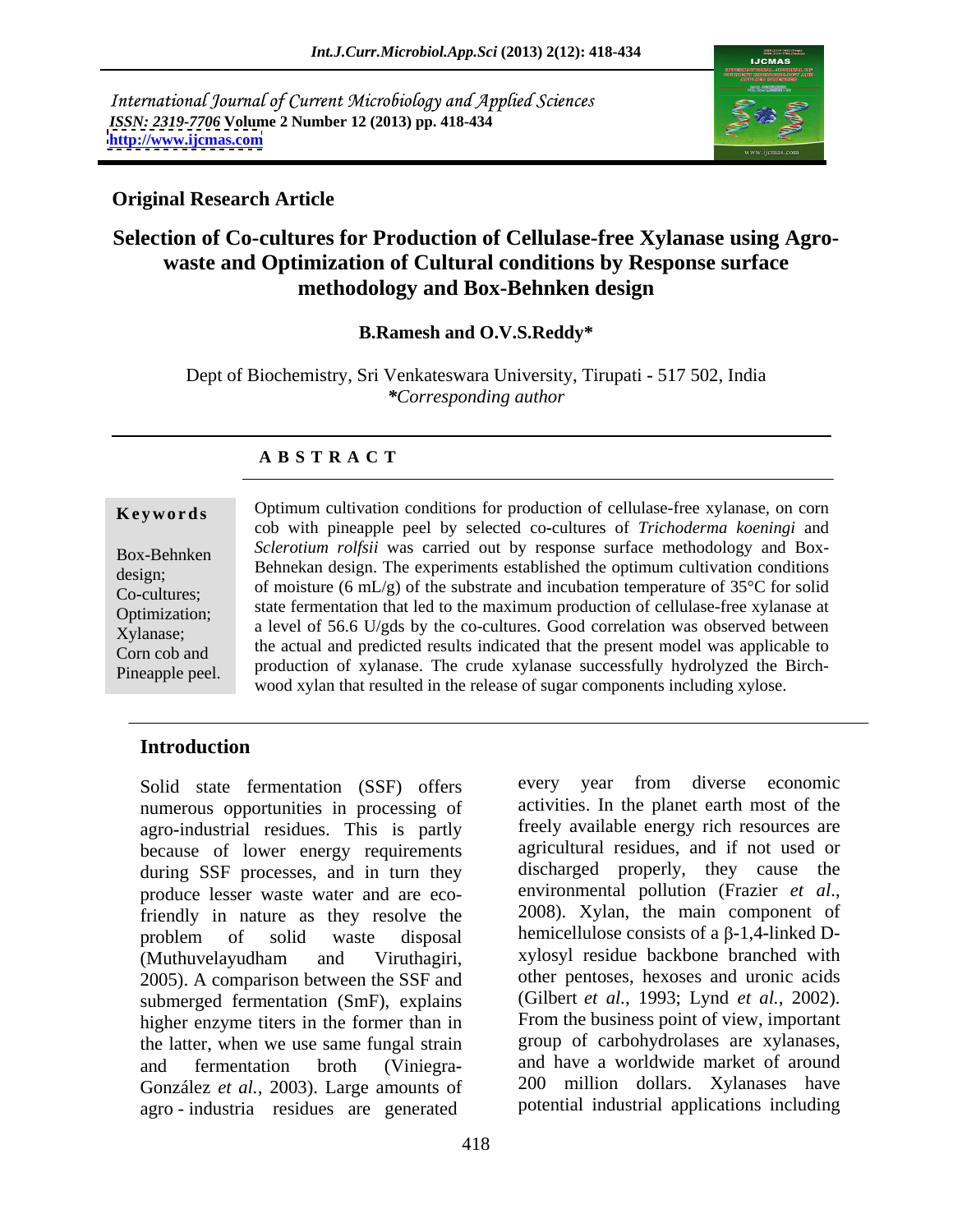International Journal of Current Microbiology and Applied Sciences
*ISSN: 2319-7706* **Volume 2 Number 12 (2013) pp. 418-434**
**http://www.ijcmas.com**

**Original Research Article**

# Selection of Co-cultures for Production of Cellulase-free Xylanase using Agro-waste and Optimization of Cultural conditions by Response surface methodology and Box-Behnken design

**B.Ramesh and O.V.S.Reddy\***

Dept of Biochemistry, Sri Venkateswara University, Tirupati - 517 502, India
*\*Corresponding author*

## ABSTRACT

**Keywords**

Box-Behnken design; Co-cultures; Optimization; Xylanase; Corn cob and Pineapple peel.

Optimum cultivation conditions for production of cellulase-free xylanase, on corn cob with pineapple peel by selected co-cultures of *Trichoderma koeningi* and *Sclerotium rolfsii* was carried out by response surface methodology and Box-Behnekan design. The experiments established the optimum cultivation conditions of moisture (6 mL/g) of the substrate and incubation temperature of 35°C for solid state fermentation that led to the maximum production of cellulase-free xylanase at a level of 56.6 U/gds by the co-cultures. Good correlation was observed between the actual and predicted results indicated that the present model was applicable to production of xylanase. The crude xylanase successfully hydrolyzed the Birch-wood xylan that resulted in the release of sugar components including xylose.

## Introduction

Solid state fermentation (SSF) offers numerous opportunities in processing of agro-industrial residues. This is partly because of lower energy requirements during SSF processes, and in turn they produce lesser waste water and are eco-friendly in nature as they resolve the problem of solid waste disposal (Muthuvelayudham and Viruthagiri, 2005). A comparison between the SSF and submerged fermentation (SmF), explains higher enzyme titers in the former than in the latter, when we use same fungal strain and fermentation broth (Viniegra-González *et al.*, 2003). Large amounts of agro - industria residues are generated every year from diverse economic activities. In the planet earth most of the freely available energy rich resources are agricultural residues, and if not used or discharged properly, they cause the environmental pollution (Frazier *et al.*, 2008). Xylan, the main component of hemicellulose consists of a β-1,4-linked D-xylosyl residue backbone branched with other pentoses, hexoses and uronic acids (Gilbert *et al.,* 1993; Lynd *et al.*, 2002). From the business point of view, important group of carbohydrolases are xylanases, and have a worldwide market of around 200 million dollars. Xylanases have potential industrial applications including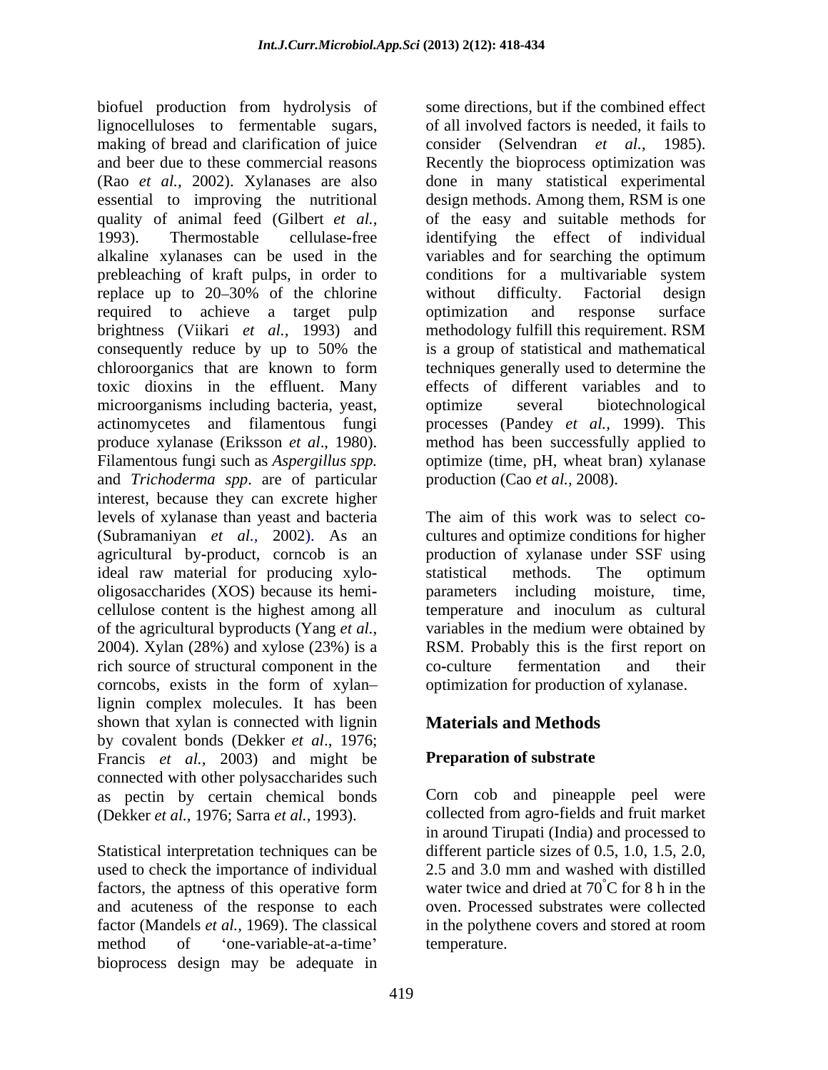biofuel production from hydrolysis of lignocelluloses to fermentable sugars, making of bread and clarification of juice and beer due to these commercial reasons (Rao *et al.,* 2002). Xylanases are also essential to improving the nutritional quality of animal feed (Gilbert *et al.,* 1993). Thermostable cellulase-free alkaline xylanases can be used in the prebleaching of kraft pulps, in order to replace up to 20–30% of the chlorine required to achieve a target pulp brightness (Viikari *et al.,* 1993) and consequently reduce by up to 50% the chloroorganics that are known to form toxic dioxins in the effluent. Many microorganisms including bacteria, yeast, actinomycetes and filamentous fungi produce xylanase (Eriksson *et al*., 1980). Filamentous fungi such as *Aspergillus spp.* and *Trichoderma spp*. are of particular interest, because they can excrete higher levels of xylanase than yeast and bacteria (Subramaniyan *et al*., 2002). As an agricultural by-product, corncob is an ideal raw material for producing xylo-oligosaccharides (XOS) because its hemi-cellulose content is the highest among all of the agricultural byproducts (Yang *et al.,* 2004). Xylan (28%) and xylose (23%) is a rich source of structural component in the corncobs, exists in the form of xylan–lignin complex molecules. It has been shown that xylan is connected with lignin by covalent bonds (Dekker *et al*., 1976; Francis *et al.*, 2003) and might be connected with other polysaccharides such as pectin by certain chemical bonds (Dekker *et al.,* 1976; Sarra *et al.,* 1993).

Statistical interpretation techniques can be used to check the importance of individual factors, the aptness of this operative form and acuteness of the response to each factor (Mandels *et al.,* 1969). The classical method of 'one-variable-at-a-time' bioprocess design may be adequate in some directions, but if the combined effect of all involved factors is needed, it fails to consider (Selvendran *et al.,* 1985). Recently the bioprocess optimization was done in many statistical experimental design methods. Among them, RSM is one of the easy and suitable methods for identifying the effect of individual variables and for searching the optimum conditions for a multivariable system without difficulty. Factorial design optimization and response surface methodology fulfill this requirement. RSM is a group of statistical and mathematical techniques generally used to determine the effects of different variables and to optimize several biotechnological processes (Pandey *et al.,* 1999). This method has been successfully applied to optimize (time, pH, wheat bran) xylanase production (Cao *et al.,* 2008).

The aim of this work was to select co-cultures and optimize conditions for higher production of xylanase under SSF using statistical methods. The optimum parameters including moisture, time, temperature and inoculum as cultural variables in the medium were obtained by RSM. Probably this is the first report on co-culture fermentation and their optimization for production of xylanase.

## Materials and Methods

### Preparation of substrate

Corn cob and pineapple peel were collected from agro-fields and fruit market in around Tirupati (India) and processed to different particle sizes of 0.5, 1.0, 1.5, 2.0, 2.5 and 3.0 mm and washed with distilled water twice and dried at 70°C for 8 h in the oven. Processed substrates were collected in the polythene covers and stored at room temperature.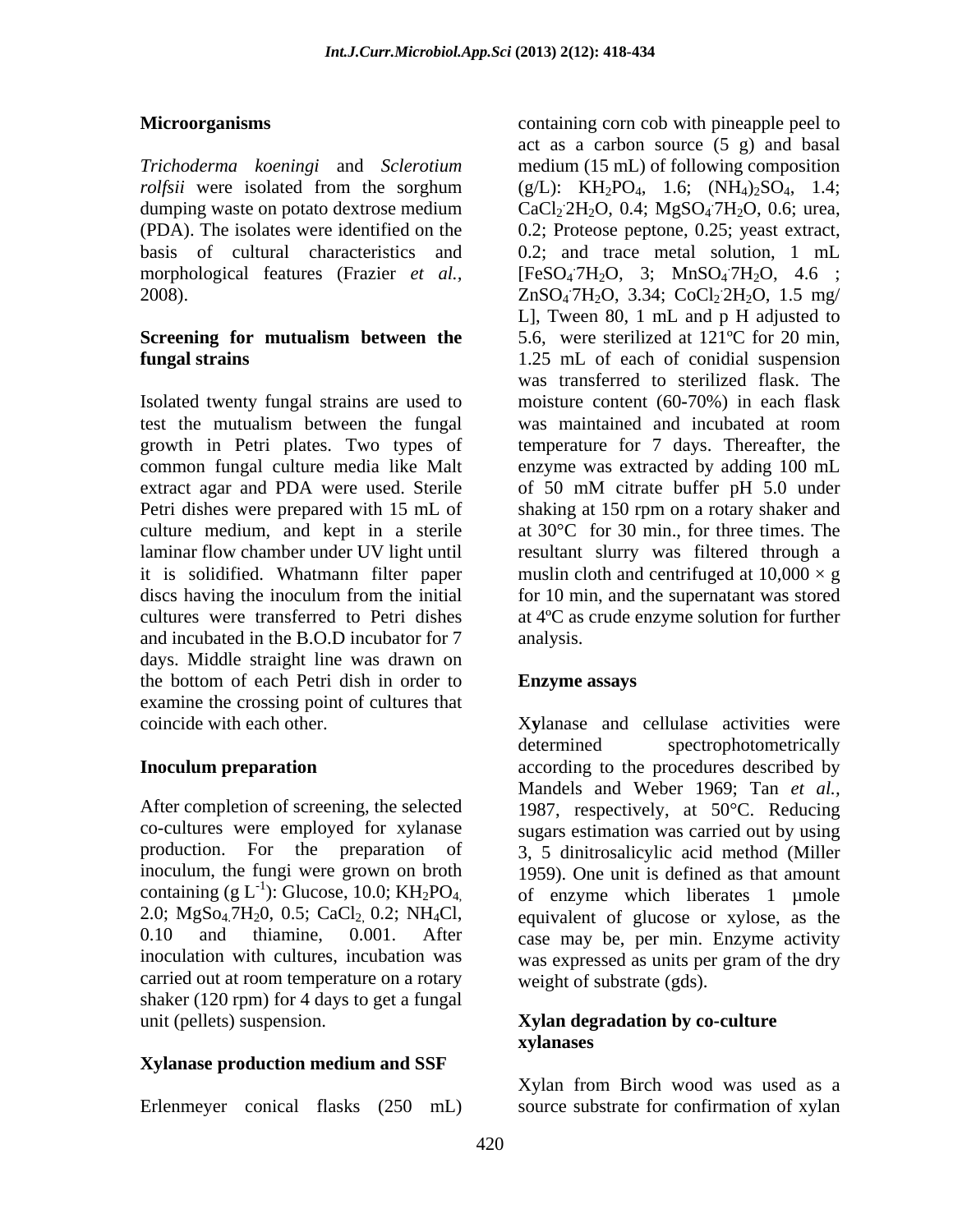### Microorganisms

*Trichoderma koeningi* and *Sclerotium rolfsii* were isolated from the sorghum dumping waste on potato dextrose medium (PDA). The isolates were identified on the basis of cultural characteristics and morphological features (Frazier *et al.,* 2008).

### Screening for mutualism between the fungal strains

Isolated twenty fungal strains are used to test the mutualism between the fungal growth in Petri plates. Two types of common fungal culture media like Malt extract agar and PDA were used. Sterile Petri dishes were prepared with 15 mL of culture medium, and kept in a sterile laminar flow chamber under UV light until it is solidified. Whatmann filter paper discs having the inoculum from the initial cultures were transferred to Petri dishes and incubated in the B.O.D incubator for 7 days. Middle straight line was drawn on the bottom of each Petri dish in order to examine the crossing point of cultures that coincide with each other.

### Inoculum preparation

After completion of screening, the selected co-cultures were employed for xylanase production. For the preparation of inoculum, the fungi were grown on broth containing (g $L^{-1}$): Glucose, 10.0; $KH_2PO_4$, 2.0; $MgSo_4.7H_20$, 0.5; $CaCl_2$, 0.2; $NH_4Cl$, 0.10 and thiamine, 0.001. After inoculation with cultures, incubation was carried out at room temperature on a rotary shaker (120 rpm) for 4 days to get a fungal unit (pellets) suspension.

### Xylanase production medium and SSF

Erlenmeyer conical flasks (250 mL) containing corn cob with pineapple peel to act as a carbon source (5 g) and basal medium (15 mL) of following composition (g/L): $KH_2PO_4$, 1.6; $(NH_4)_2SO_4$, 1.4; $CaCl_2 \cdot 2H_2O$, 0.4; $MgSO_4 \cdot 7H_2O$, 0.6; urea, 0.2; Proteose peptone, 0.25; yeast extract, 0.2; and trace metal solution, 1 mL [$FeSO_4 \cdot 7H_2O$, 3; $MnSO_4 \cdot 7H_2O$, 4.6 ; $ZnSO_4 \cdot 7H_2O$, 3.34; $CoCl_2 \cdot 2H_2O$, 1.5 mg/ L], Tween 80, 1 mL and p H adjusted to 5.6, were sterilized at 121ºC for 20 min, 1.25 mL of each of conidial suspension was transferred to sterilized flask. The moisture content (60-70%) in each flask was maintained and incubated at room temperature for 7 days. Thereafter, the enzyme was extracted by adding 100 mL of 50 mM citrate buffer pH 5.0 under shaking at 150 rpm on a rotary shaker and at 30°C for 30 min., for three times. The resultant slurry was filtered through a muslin cloth and centrifuged at 10,000 × g for 10 min, and the supernatant was stored at 4ºC as crude enzyme solution for further analysis.

### Enzyme assays

Xylanase and cellulase activities were determined spectrophotometrically according to the procedures described by Mandels and Weber 1969; Tan *et al.,* 1987, respectively, at 50°C. Reducing sugars estimation was carried out by using 3, 5 dinitrosalicylic acid method (Miller 1959). One unit is defined as that amount of enzyme which liberates 1 µmole equivalent of glucose or xylose, as the case may be, per min. Enzyme activity was expressed as units per gram of the dry weight of substrate (gds).

### Xylan degradation by co-culture xylanases

Xylan from Birch wood was used as a source substrate for confirmation of xylan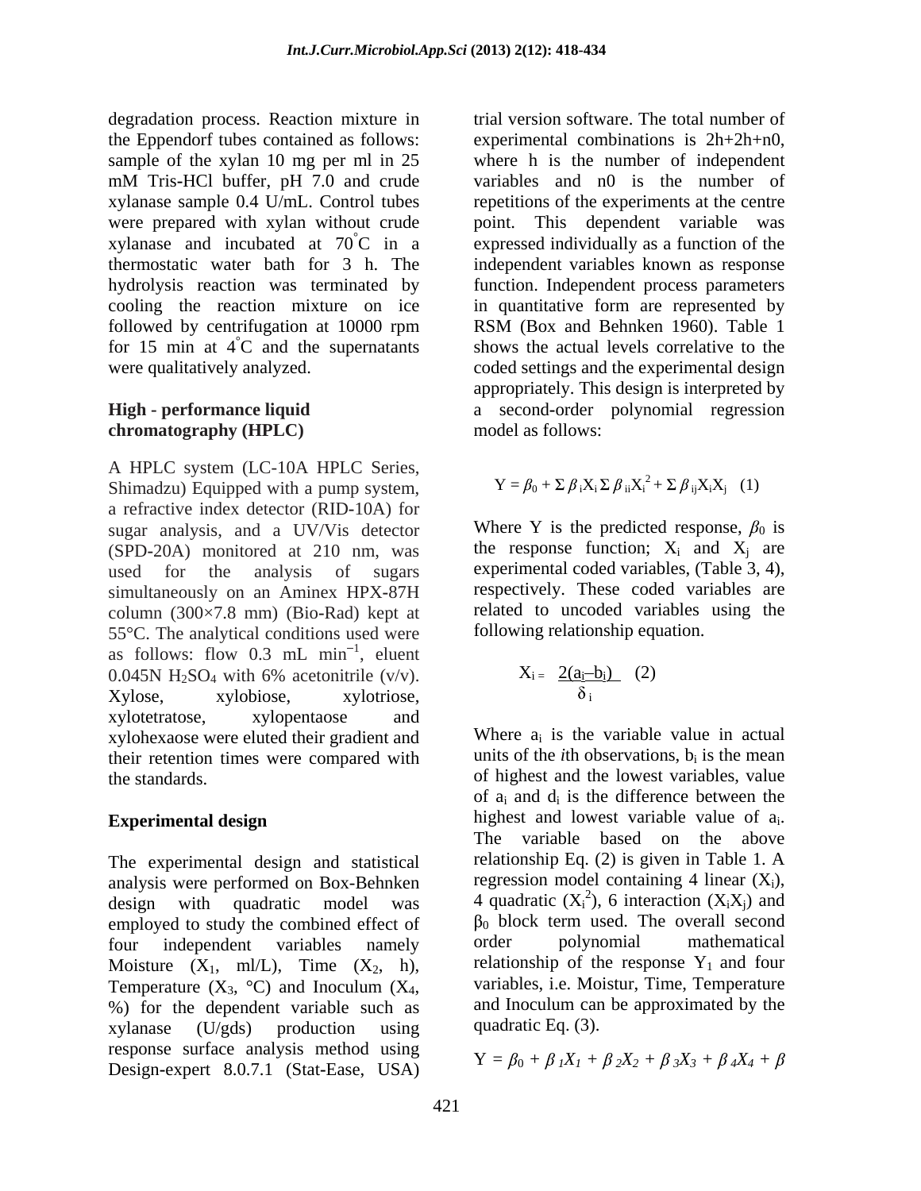degradation process. Reaction mixture in the Eppendorf tubes contained as follows: sample of the xylan 10 mg per ml in 25 mM Tris-HCl buffer, pH 7.0 and crude xylanase sample 0.4 U/mL. Control tubes were prepared with xylan without crude xylanase and incubated at 70°C in a thermostatic water bath for 3 h. The hydrolysis reaction was terminated by cooling the reaction mixture on ice followed by centrifugation at 10000 rpm for 15 min at 4°C and the supernatants were qualitatively analyzed.

### High - performance liquid chromatography (HPLC)

A HPLC system (LC-10A HPLC Series, Shimadzu) Equipped with a pump system, a refractive index detector (RID-10A) for sugar analysis, and a UV/Vis detector (SPD-20A) monitored at 210 nm, was used for the analysis of sugars simultaneously on an Aminex HPX-87H column (300×7.8 mm) (Bio-Rad) kept at 55°C. The analytical conditions used were as follows: flow 0.3 mL $min^{-1}$, eluent 0.045N $H_2SO_4$ with 6% acetonitrile (v/v). Xylose, xylobiose, xylotriose, xylotetratose, xylopentaose and xylohexaose were eluted their gradient and their retention times were compared with the standards.

### Experimental design

The experimental design and statistical analysis were performed on Box-Behnken design with quadratic model was employed to study the combined effect of four independent variables namely Moisture ($X_1$, ml/L), Time ($X_2$, h), Temperature ($X_3$, °C) and Inoculum ($X_4$, %) for the dependent variable such as xylanase (U/gds) production using response surface analysis method using Design-expert 8.0.7.1 (Stat-Ease, USA) trial version software. The total number of experimental combinations is 2h+2h+n0, where h is the number of independent variables and n0 is the number of repetitions of the experiments at the centre point. This dependent variable was expressed individually as a function of the independent variables known as response function. Independent process parameters in quantitative form are represented by RSM (Box and Behnken 1960). Table 1 shows the actual levels correlative to the coded settings and the experimental design appropriately. This design is interpreted by a second-order polynomial regression model as follows:

$$Y = \beta_0 + \Sigma \beta_i X_i \Sigma \beta_{ii} X_i^2 + \Sigma \beta_{ij} X_i X_j \quad (1)$$

Where Y is the predicted response, $\beta_0$ is the response function; $X_i$ and $X_j$ are experimental coded variables, (Table 3, 4), respectively. These coded variables are related to uncoded variables using the following relationship equation.

$$X_i = \frac{2(a_i - b_i)}{\delta_i} \quad (2)$$

Where $a_i$ is the variable value in actual units of the *i*th observations, $b_i$ is the mean of highest and the lowest variables, value of $a_i$ and $d_i$ is the difference between the highest and lowest variable value of $a_i$. The variable based on the above relationship Eq. (2) is given in Table 1. A regression model containing 4 linear ($X_i$), 4 quadratic ($X_i^2$), 6 interaction ($X_iX_j$) and $\beta_0$ block term used. The overall second order polynomial mathematical relationship of the response $Y_1$ and four variables, i.e. Moistur, Time, Temperature and Inoculum can be approximated by the quadratic Eq. (3).

$$Y = \beta_0 + \beta_1 X_1 + \beta_2 X_2 + \beta_3 X_3 + \beta_4 X_4 + \beta$$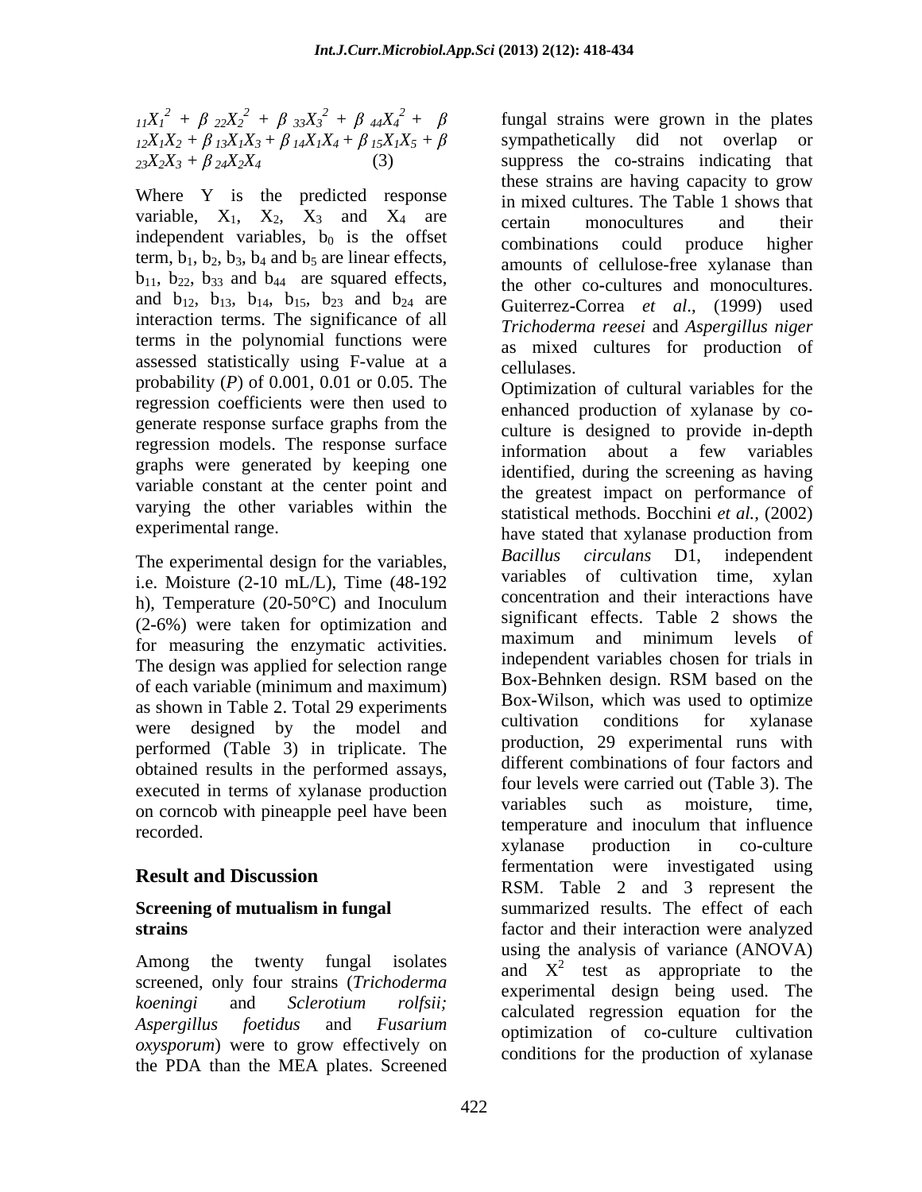$_{11}X_1^2 + \beta_{22}X_2^2 + \beta_{33}X_3^2 + \beta_{44}X_4^2 + \beta_{12}X_1X_2 + \beta_{13}X_1X_3 + \beta_{14}X_1X_4 + \beta_{15}X_1X_5 + \beta_{23}X_2X_3 + \beta_{24}X_2X_4$ (3)

Where Y is the predicted response variable, $X_1$, $X_2$, $X_3$ and $X_4$ are independent variables, $b_0$ is the offset term, $b_1$, $b_2$, $b_3$, $b_4$ and $b_5$ are linear effects, $b_{11}$, $b_{22}$, $b_{33}$ and $b_{44}$ are squared effects, and $b_{12}$, $b_{13}$, $b_{14}$, $b_{15}$, $b_{23}$ and $b_{24}$ are interaction terms. The significance of all terms in the polynomial functions were assessed statistically using F-value at a probability ($P$) of 0.001, 0.01 or 0.05. The regression coefficients were then used to generate response surface graphs from the regression models. The response surface graphs were generated by keeping one variable constant at the center point and varying the other variables within the experimental range.

The experimental design for the variables, i.e. Moisture (2-10 mL/L), Time (48-192 h), Temperature (20-50°C) and Inoculum (2-6%) were taken for optimization and for measuring the enzymatic activities. The design was applied for selection range of each variable (minimum and maximum) as shown in Table 2. Total 29 experiments were designed by the model and performed (Table 3) in triplicate. The obtained results in the performed assays, executed in terms of xylanase production on corncob with pineapple peel have been recorded.

## Result and Discussion

### Screening of mutualism in fungal strains

Among the twenty fungal isolates screened, only four strains (*Trichoderma koeningi* and *Sclerotium rolfsii; Aspergillus foetidus* and *Fusarium oxysporum*) were to grow effectively on the PDA than the MEA plates. Screened fungal strains were grown in the plates sympathetically did not overlap or suppress the co-strains indicating that these strains are having capacity to grow in mixed cultures. The Table 1 shows that certain monocultures and their combinations could produce higher amounts of cellulose-free xylanase than the other co-cultures and monocultures. Guiterrez-Correa *et al*., (1999) used *Trichoderma reesei* and *Aspergillus niger* as mixed cultures for production of cellulases.

Optimization of cultural variables for the enhanced production of xylanase by co-culture is designed to provide in-depth information about a few variables identified, during the screening as having the greatest impact on performance of statistical methods. Bocchini *et al.,* (2002) have stated that xylanase production from *Bacillus circulans* D1, independent variables of cultivation time, xylan concentration and their interactions have significant effects. Table 2 shows the maximum and minimum levels of independent variables chosen for trials in Box-Behnken design. RSM based on the Box-Wilson, which was used to optimize cultivation conditions for xylanase production, 29 experimental runs with different combinations of four factors and four levels were carried out (Table 3). The variables such as moisture, time, temperature and inoculum that influence xylanase production in co-culture fermentation were investigated using RSM. Table 2 and 3 represent the summarized results. The effect of each factor and their interaction were analyzed using the analysis of variance (ANOVA) and $X^2$ test as appropriate to the experimental design being used. The calculated regression equation for the optimization of co-culture cultivation conditions for the production of xylanase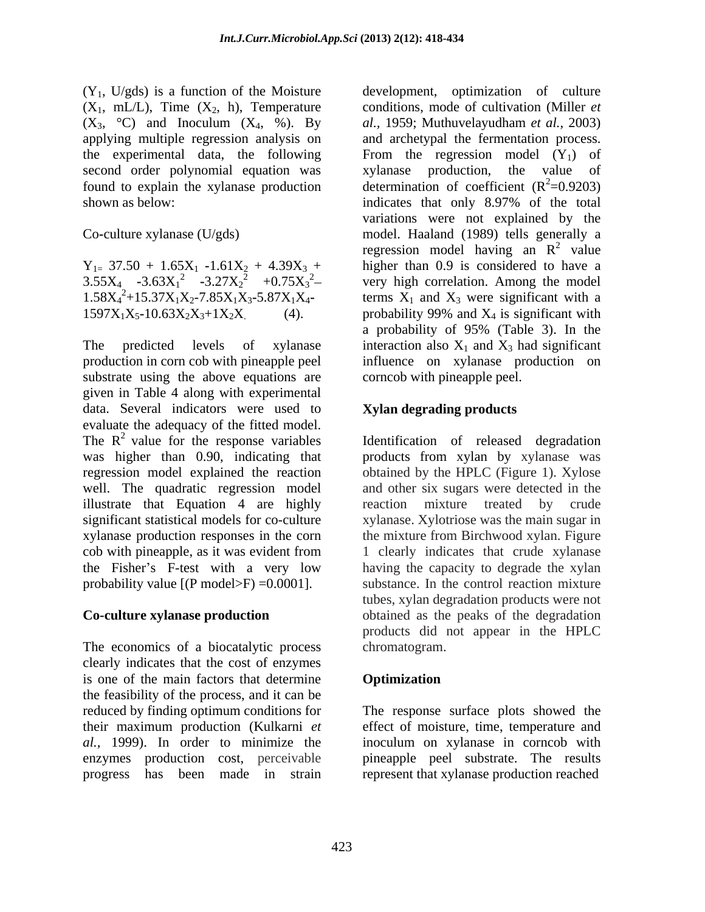($Y_1$, U/gds) is a function of the Moisture ($X_1$, mL/L), Time ($X_2$, h), Temperature ($X_3$, °C) and Inoculum ($X_4$, %). By applying multiple regression analysis on the experimental data, the following second order polynomial equation was found to explain the xylanase production shown as below:

Co-culture xylanase (U/gds)

$$Y_1 = 37.50 + 1.65X_1 - 1.61X_2 + 4.39X_3 + 3.55X_4 - 3.63X_1^2 - 3.27X_2^2 + 0.75X_3^2 - 1.58X_4^2 + 15.37X_1X_2 - 7.85X_1X_3 - 5.87X_1X_4 - 1597X_1X_5 - 10.63X_2X_3 + 1X_2X \quad (4).$$

The predicted levels of xylanase production in corn cob with pineapple peel substrate using the above equations are given in Table 4 along with experimental data. Several indicators were used to evaluate the adequacy of the fitted model. The $R^2$ value for the response variables was higher than 0.90, indicating that regression model explained the reaction well. The quadratic regression model illustrate that Equation 4 are highly significant statistical models for co-culture xylanase production responses in the corn cob with pineapple, as it was evident from the Fisher's F-test with a very low probability value [(P model>F) =0.0001].

## Co-culture xylanase production

The economics of a biocatalytic process clearly indicates that the cost of enzymes is one of the main factors that determine the feasibility of the process, and it can be reduced by finding optimum conditions for their maximum production (Kulkarni *et al.,* 1999). In order to minimize the enzymes production cost, perceivable progress has been made in strain development, optimization of culture conditions, mode of cultivation (Miller *et al.,* 1959; Muthuvelayudham *et al.,* 2003) and archetypal the fermentation process. From the regression model ($Y_1$) of xylanase production, the value of determination of coefficient ($R^2$=0.9203) indicates that only 8.97% of the total variations were not explained by the model. Haaland (1989) tells generally a regression model having an $R^2$ value higher than 0.9 is considered to have a very high correlation. Among the model terms $X_1$ and $X_3$ were significant with a probability 99% and $X_4$ is significant with a probability of 95% (Table 3). In the interaction also $X_1$ and $X_3$ had significant influence on xylanase production on corncob with pineapple peel.

## Xylan degrading products

Identification of released degradation products from xylan by xylanase was obtained by the HPLC (Figure 1). Xylose and other six sugars were detected in the reaction mixture treated by crude xylanase. Xylotriose was the main sugar in the mixture from Birchwood xylan. Figure 1 clearly indicates that crude xylanase having the capacity to degrade the xylan substance. In the control reaction mixture tubes, xylan degradation products were not obtained as the peaks of the degradation products did not appear in the HPLC chromatogram.

## Optimization

The response surface plots showed the effect of moisture, time, temperature and inoculum on xylanase in corncob with pineapple peel substrate. The results represent that xylanase production reached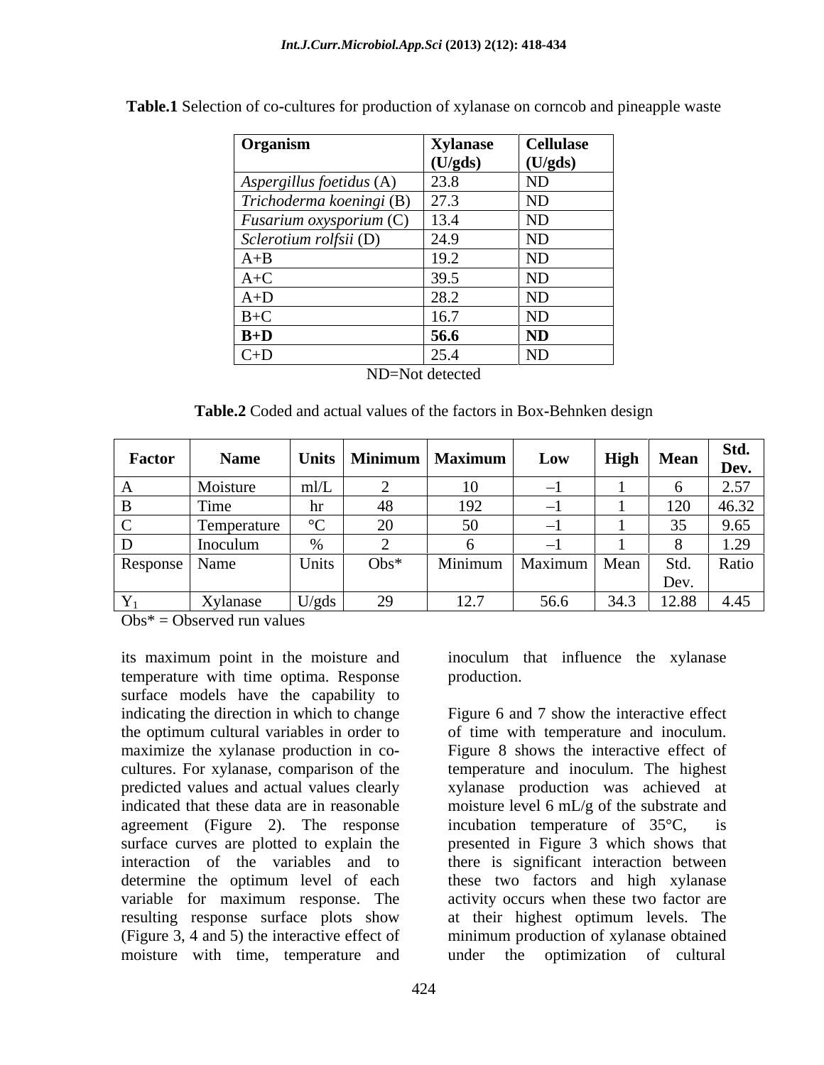**Table.1** Selection of co-cultures for production of xylanase on corncob and pineapple waste

| Organism | Xylanase (U/gds) | Cellulase (U/gds) |
|---|---|---|
| *Aspergillus foetidus* (A) | 23.8 | ND |
| *Trichoderma koeningi* (B) | 27.3 | ND |
| *Fusarium oxysporium* (C) | 13.4 | ND |
| *Sclerotium rolfsii* (D) | 24.9 | ND |
| A+B | 19.2 | ND |
| A+C | 39.5 | ND |
| A+D | 28.2 | ND |
| B+C | 16.7 | ND |
| **B+D** | **56.6** | **ND** |
| C+D | 25.4 | ND |

ND=Not detected

**Table.2** Coded and actual values of the factors in Box-Behnken design

| Factor | Name | Units | Minimum | Maximum | Low | High | Mean | Std. Dev. |
|---|---|---|---|---|---|---|---|---|
| A | Moisture | ml/L | 2 | 10 | –1 | 1 | 6 | 2.57 |
| B | Time | hr | 48 | 192 | –1 | 1 | 120 | 46.32 |
| C | Temperature | °C | 20 | 50 | –1 | 1 | 35 | 9.65 |
| D | Inoculum | % | 2 | 6 | –1 | 1 | 8 | 1.29 |
| Response | Name | Units | Obs* | Minimum | Maximum | Mean | Std. Dev. | Ratio |
| $Y_1$ | Xylanase | U/gds | 29 | 12.7 | 56.6 | 34.3 | 12.88 | 4.45 |

Obs* = Observed run values

its maximum point in the moisture and temperature with time optima. Response surface models have the capability to indicating the direction in which to change the optimum cultural variables in order to maximize the xylanase production in co-cultures. For xylanase, comparison of the predicted values and actual values clearly indicated that these data are in reasonable agreement (Figure 2). The response surface curves are plotted to explain the interaction of the variables and to determine the optimum level of each variable for maximum response. The resulting response surface plots show (Figure 3, 4 and 5) the interactive effect of moisture with time, temperature and inoculum that influence the xylanase production.

Figure 6 and 7 show the interactive effect of time with temperature and inoculum. Figure 8 shows the interactive effect of temperature and inoculum. The highest xylanase production was achieved at moisture level 6 mL/g of the substrate and incubation temperature of 35°C, is presented in Figure 3 which shows that there is significant interaction between these two factors and high xylanase activity occurs when these two factor are at their highest optimum levels. The minimum production of xylanase obtained under the optimization of cultural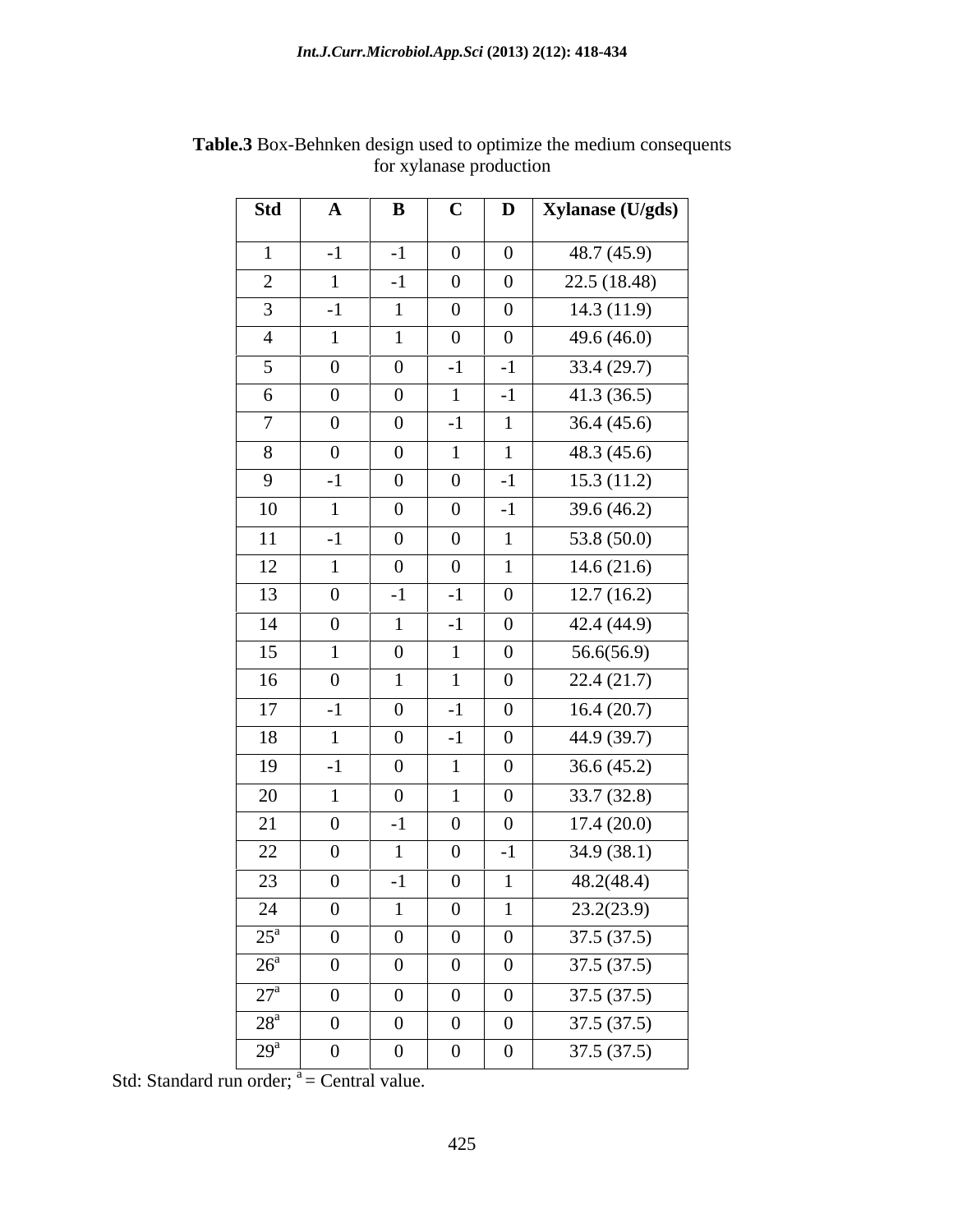**Table.3** Box-Behnken design used to optimize the medium consequents for xylanase production

| Std | A | B | C | D | Xylanase (U/gds) |
|---|---|---|---|---|---|
| 1 | -1 | -1 | 0 | 0 | 48.7 (45.9) |
| 2 | 1 | -1 | 0 | 0 | 22.5 (18.48) |
| 3 | -1 | 1 | 0 | 0 | 14.3 (11.9) |
| 4 | 1 | 1 | 0 | 0 | 49.6 (46.0) |
| 5 | 0 | 0 | -1 | -1 | 33.4 (29.7) |
| 6 | 0 | 0 | 1 | -1 | 41.3 (36.5) |
| 7 | 0 | 0 | -1 | 1 | 36.4 (45.6) |
| 8 | 0 | 0 | 1 | 1 | 48.3 (45.6) |
| 9 | -1 | 0 | 0 | -1 | 15.3 (11.2) |
| 10 | 1 | 0 | 0 | -1 | 39.6 (46.2) |
| 11 | -1 | 0 | 0 | 1 | 53.8 (50.0) |
| 12 | 1 | 0 | 0 | 1 | 14.6 (21.6) |
| 13 | 0 | -1 | -1 | 0 | 12.7 (16.2) |
| 14 | 0 | 1 | -1 | 0 | 42.4 (44.9) |
| 15 | 1 | 0 | 1 | 0 | 56.6(56.9) |
| 16 | 0 | 1 | 1 | 0 | 22.4 (21.7) |
| 17 | -1 | 0 | -1 | 0 | 16.4 (20.7) |
| 18 | 1 | 0 | -1 | 0 | 44.9 (39.7) |
| 19 | -1 | 0 | 1 | 0 | 36.6 (45.2) |
| 20 | 1 | 0 | 1 | 0 | 33.7 (32.8) |
| 21 | 0 | -1 | 0 | 0 | 17.4 (20.0) |
| 22 | 0 | 1 | 0 | -1 | 34.9 (38.1) |
| 23 | 0 | -1 | 0 | 1 | 48.2(48.4) |
| 24 | 0 | 1 | 0 | 1 | 23.2(23.9) |
| 25[a] | 0 | 0 | 0 | 0 | 37.5 (37.5) |
| 26[a] | 0 | 0 | 0 | 0 | 37.5 (37.5) |
| 27[a] | 0 | 0 | 0 | 0 | 37.5 (37.5) |
| 28[a] | 0 | 0 | 0 | 0 | 37.5 (37.5) |
| 29[a] | 0 | 0 | 0 | 0 | 37.5 (37.5) |

Std: Standard run order; [a] = Central value.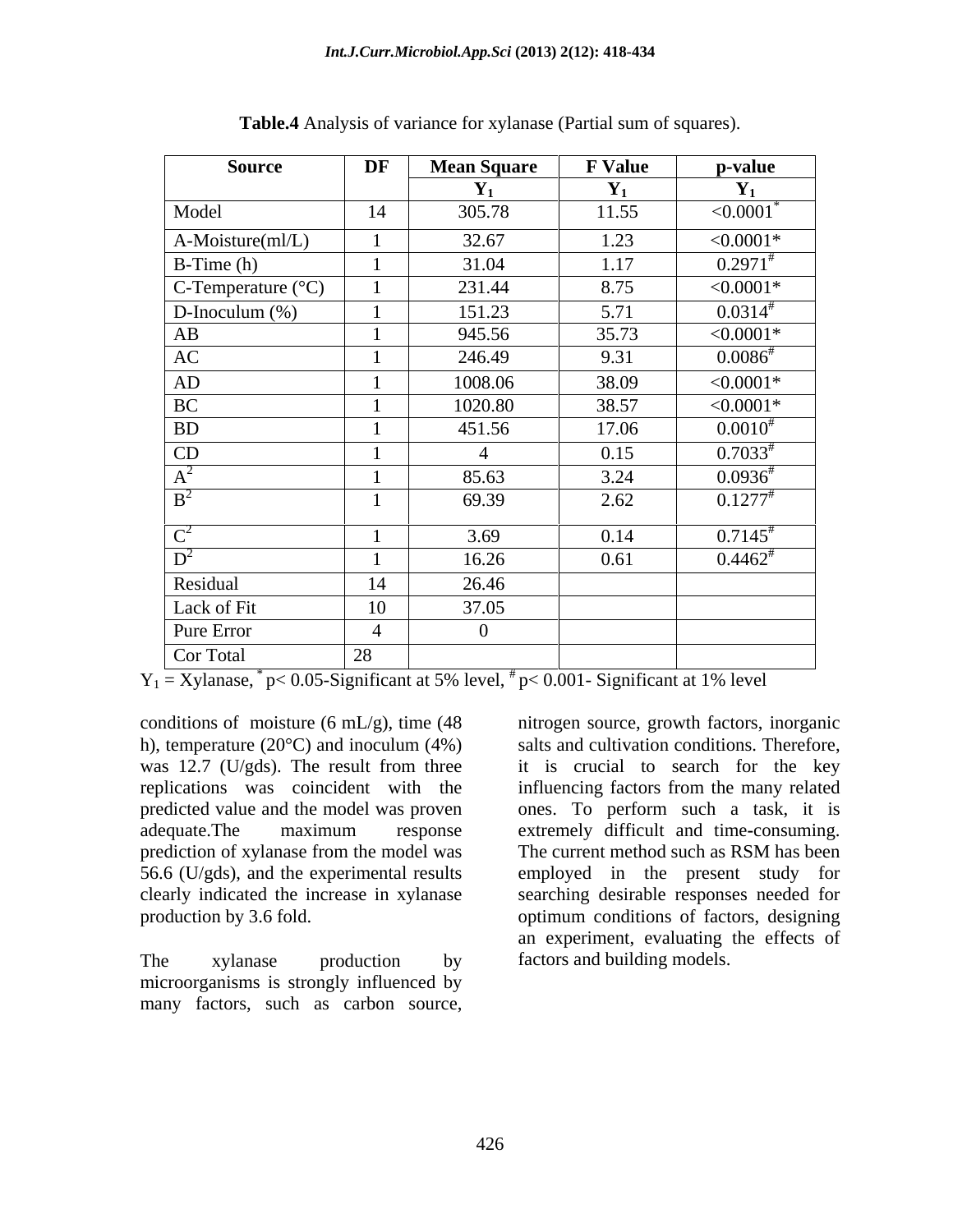**Table.4** Analysis of variance for xylanase (Partial sum of squares).

| Source | DF | Mean Square | F Value | p-value |
|---|---|---|---|---|
| | | $Y_1$ | $Y_1$ | $Y_1$ |
| Model | 14 | 305.78 | 11.55 | $<0.0001^*$ |
| A-Moisture(ml/L) | 1 | 32.67 | 1.23 | <0.0001* |
| B-Time (h) | 1 | 31.04 | 1.17 | $0.2971^\#$ |
| C-Temperature (°C) | 1 | 231.44 | 8.75 | <0.0001* |
| D-Inoculum (%) | 1 | 151.23 | 5.71 | $0.0314^\#$ |
| AB | 1 | 945.56 | 35.73 | <0.0001* |
| AC | 1 | 246.49 | 9.31 | $0.0086^\#$ |
| AD | 1 | 1008.06 | 38.09 | <0.0001* |
| BC | 1 | 1020.80 | 38.57 | <0.0001* |
| BD | 1 | 451.56 | 17.06 | $0.0010^\#$ |
| CD | 1 | 4 | 0.15 | $0.7033^\#$ |
| $A^2$ | 1 | 85.63 | 3.24 | $0.0936^\#$ |
| $B^2$ | 1 | 69.39 | 2.62 | $0.1277^\#$ |
| $C^2$ | 1 | 3.69 | 0.14 | $0.7145^\#$ |
| $D^2$ | 1 | 16.26 | 0.61 | $0.4462^\#$ |
| Residual | 14 | 26.46 | | |
| Lack of Fit | 10 | 37.05 | | |
| Pure Error | 4 | 0 | | |
| Cor Total | 28 | | | |

$Y_1$ = Xylanase, $^*$ $p< 0.05$-Significant at 5% level, $^\#$ $p< 0.001$- Significant at 1% level

conditions of moisture (6 mL/g), time (48 h), temperature (20°C) and inoculum (4%) was 12.7 (U/gds). The result from three replications was coincident with the predicted value and the model was proven adequate.The maximum response prediction of xylanase from the model was 56.6 (U/gds), and the experimental results clearly indicated the increase in xylanase production by 3.6 fold.

The xylanase production by microorganisms is strongly influenced by many factors, such as carbon source, nitrogen source, growth factors, inorganic salts and cultivation conditions. Therefore, it is crucial to search for the key influencing factors from the many related ones. To perform such a task, it is extremely difficult and time-consuming. The current method such as RSM has been employed in the present study for searching desirable responses needed for optimum conditions of factors, designing an experiment, evaluating the effects of factors and building models.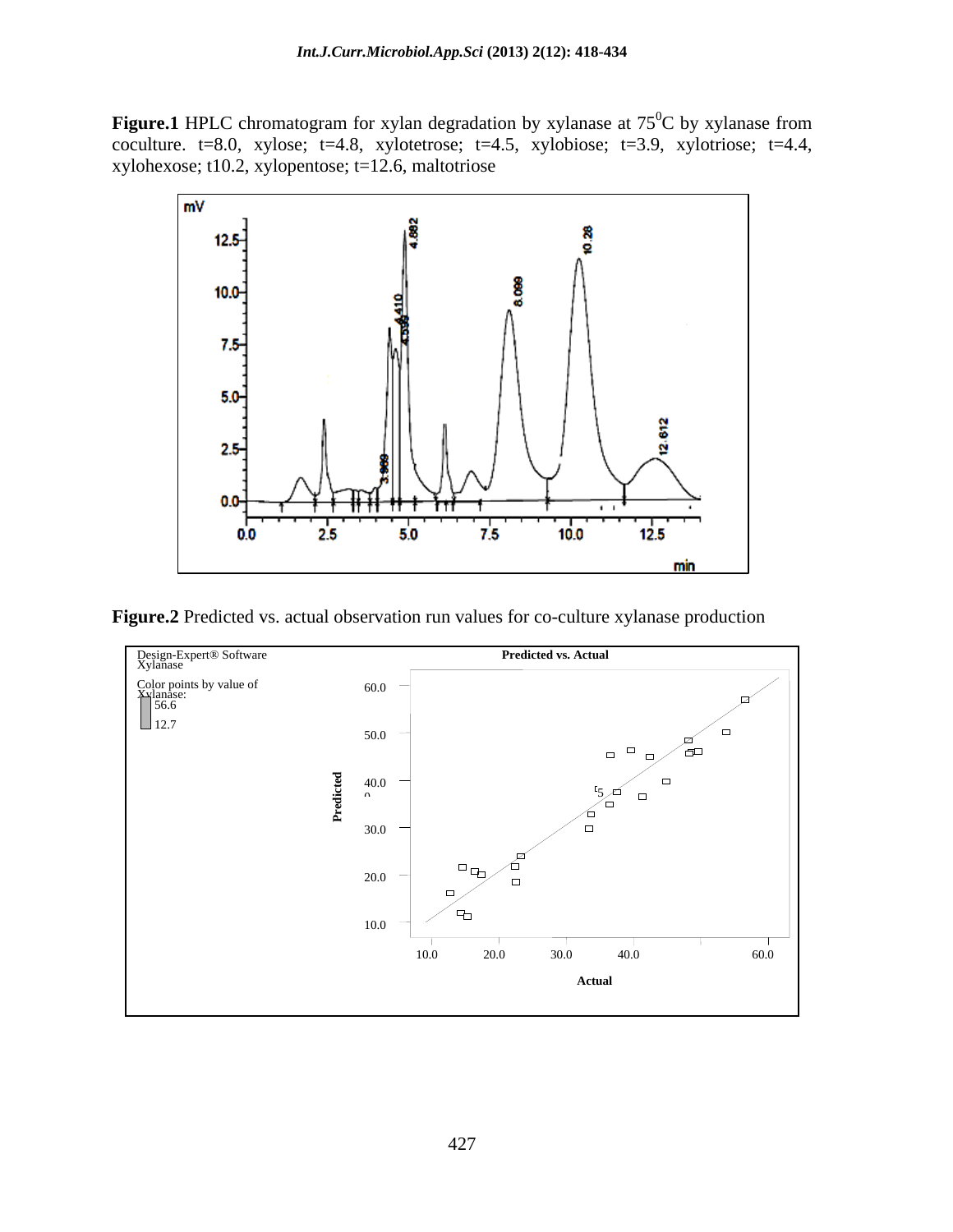**Figure.1** HPLC chromatogram for xylan degradation by xylanase at $75^0$C by xylanase from coculture. t=8.0, xylose; t=4.8, xylotetrose; t=4.5, xylobiose; t=3.9, xylotriose; t=4.4, xylohexose; t10.2, xylopentose; t=12.6, maltotriose

**Figure.2** Predicted vs. actual observation run values for co-culture xylanase production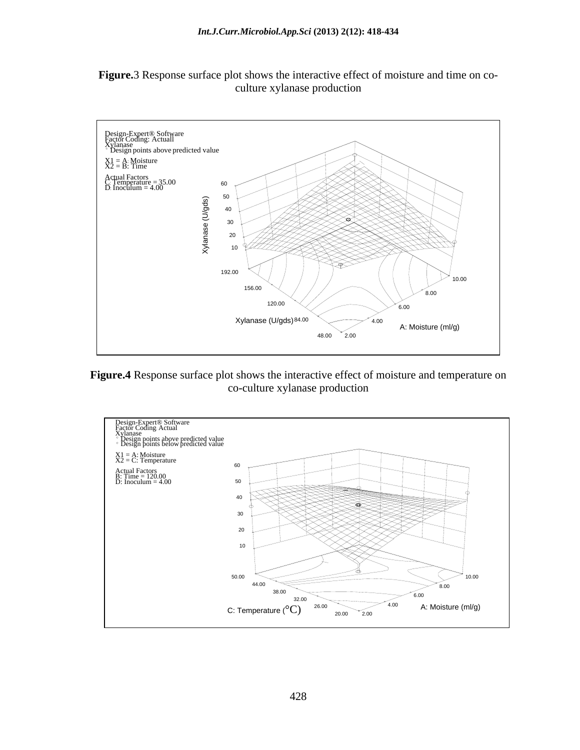**Figure.**3 Response surface plot shows the interactive effect of moisture and time on co-culture xylanase production

**Figure.4** Response surface plot shows the interactive effect of moisture and temperature on co-culture xylanase production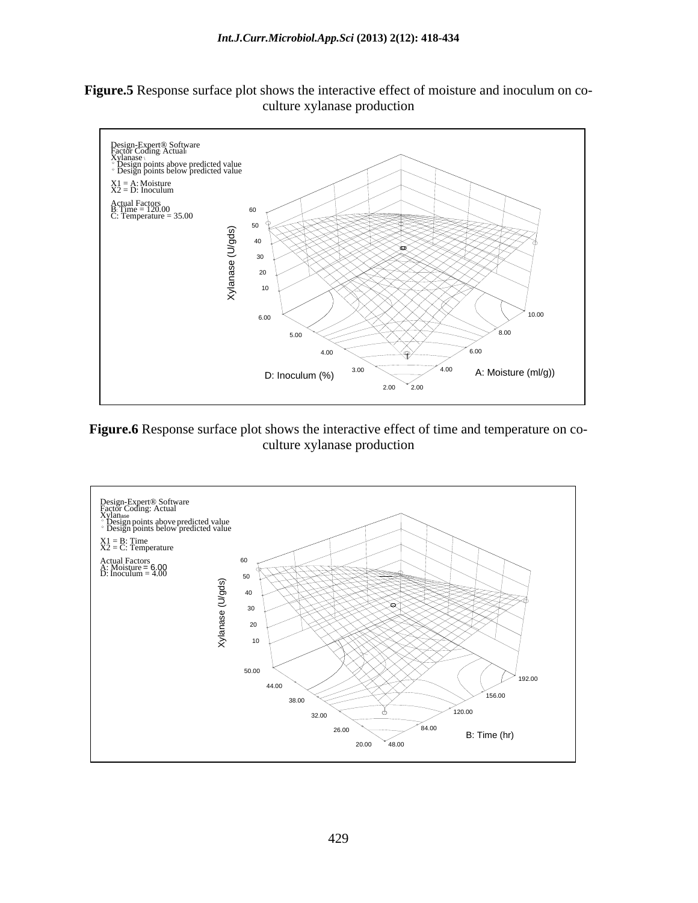**Figure.5** Response surface plot shows the interactive effect of moisture and inoculum on co-culture xylanase production

Design-Expert® Software
Factor Coding: Actual
Xylanase
◦ Design points above predicted value
◦ Design points below predicted value

X1 = A: Moisture
X2 = D: Inoculum

Actual Factors
B: Time = 120.00
C: Temperature = 35.00

**Figure.6** Response surface plot shows the interactive effect of time and temperature on co-culture xylanase production

Design-Expert® Software
Factor Coding: Actual
Xylanase
◦ Design points above predicted value
◦ Design points below predicted value

X1 = B: Time
X2 = C: Temperature

Actual Factors
A: Moisture = 6.00
D: Inoculum = 4.00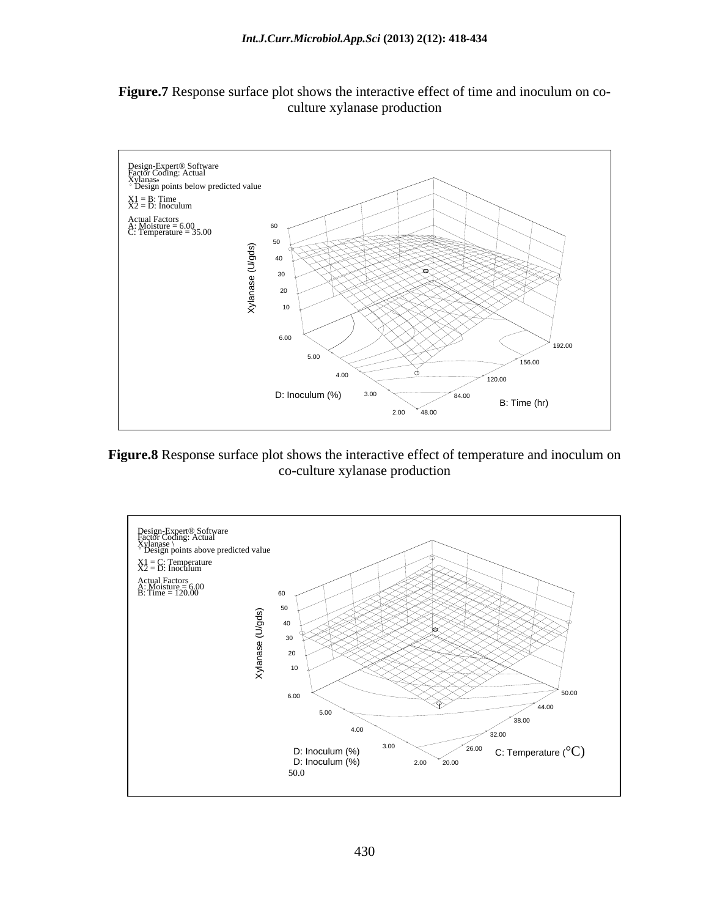**Figure.7** Response surface plot shows the interactive effect of time and inoculum on co-culture xylanase production

Design-Expert® Software
Factor Coding: Actual
Xylanase
° Design points below predicted value

X1 = B: Time
X2 = D: Inoculum

Actual Factors
A: Moisture = 6.00
C: Temperature = 35.00

**Figure.8** Response surface plot shows the interactive effect of temperature and inoculum on co-culture xylanase production

Design-Expert® Software
Factor Coding: Actual
Xylanase \
° Design points above predicted value

X1 = C: Temperature
X2 = D: Inoculum

Actual Factors
A: Moisture = 6.00
B: Time = 120.00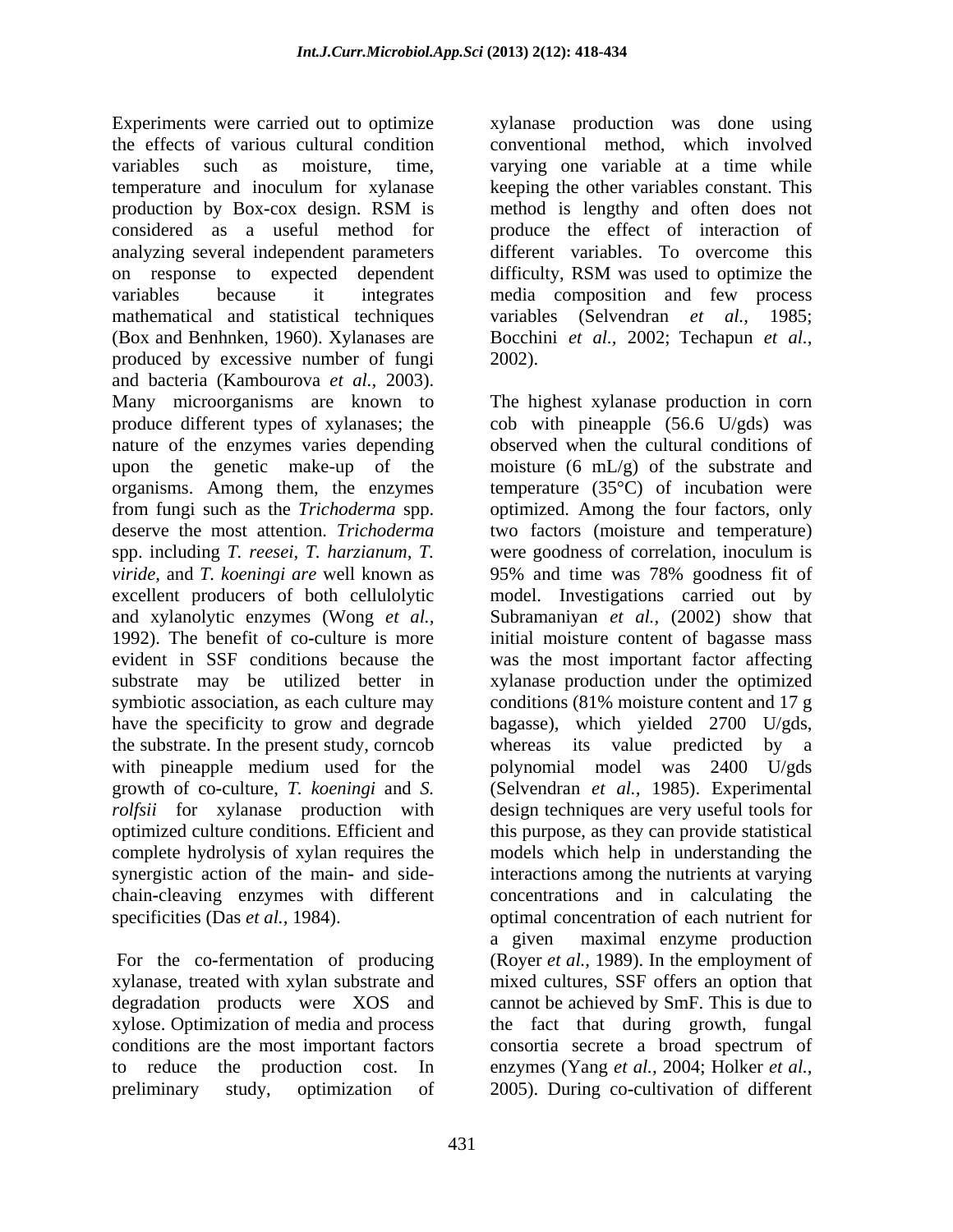Experiments were carried out to optimize the effects of various cultural condition variables such as moisture, time, temperature and inoculum for xylanase production by Box-cox design. RSM is considered as a useful method for analyzing several independent parameters on response to expected dependent variables because it integrates mathematical and statistical techniques (Box and Benhnken, 1960). Xylanases are produced by excessive number of fungi and bacteria (Kambourova *et al.,* 2003). Many microorganisms are known to produce different types of xylanases; the nature of the enzymes varies depending upon the genetic make-up of the organisms. Among them, the enzymes from fungi such as the *Trichoderma* spp. deserve the most attention. *Trichoderma* spp. including *T. reesei*, *T. harzianum*, *T. viride*, and *T. koeningi are* well known as excellent producers of both cellulolytic and xylanolytic enzymes (Wong *et al.,* 1992). The benefit of co-culture is more evident in SSF conditions because the substrate may be utilized better in symbiotic association, as each culture may have the specificity to grow and degrade the substrate. In the present study, corncob with pineapple medium used for the growth of co-culture, *T. koeningi* and *S. rolfsii* for xylanase production with optimized culture conditions. Efficient and complete hydrolysis of xylan requires the synergistic action of the main- and side-chain-cleaving enzymes with different specificities (Das *et al.,* 1984).

For the co-fermentation of producing xylanase, treated with xylan substrate and degradation products were XOS and xylose. Optimization of media and process conditions are the most important factors to reduce the production cost. In preliminary study, optimization of xylanase production was done using conventional method, which involved varying one variable at a time while keeping the other variables constant. This method is lengthy and often does not produce the effect of interaction of different variables. To overcome this difficulty, RSM was used to optimize the media composition and few process variables (Selvendran *et al.,* 1985; Bocchini *et al.,* 2002; Techapun *et al.,* 2002).

The highest xylanase production in corn cob with pineapple (56.6 U/gds) was observed when the cultural conditions of moisture (6 mL/g) of the substrate and temperature (35°C) of incubation were optimized. Among the four factors, only two factors (moisture and temperature) were goodness of correlation, inoculum is 95% and time was 78% goodness fit of model. Investigations carried out by Subramaniyan *et al.,* (2002) show that initial moisture content of bagasse mass was the most important factor affecting xylanase production under the optimized conditions (81% moisture content and 17 g bagasse), which yielded 2700 U/gds, whereas its value predicted by a polynomial model was 2400 U/gds (Selvendran *et al.,* 1985). Experimental design techniques are very useful tools for this purpose, as they can provide statistical models which help in understanding the interactions among the nutrients at varying concentrations and in calculating the optimal concentration of each nutrient for a given maximal enzyme production (Royer *et al.,* 1989). In the employment of mixed cultures, SSF offers an option that cannot be achieved by SmF. This is due to the fact that during growth, fungal consortia secrete a broad spectrum of enzymes (Yang *et al.,* 2004; Holker *et al.,* 2005). During co-cultivation of different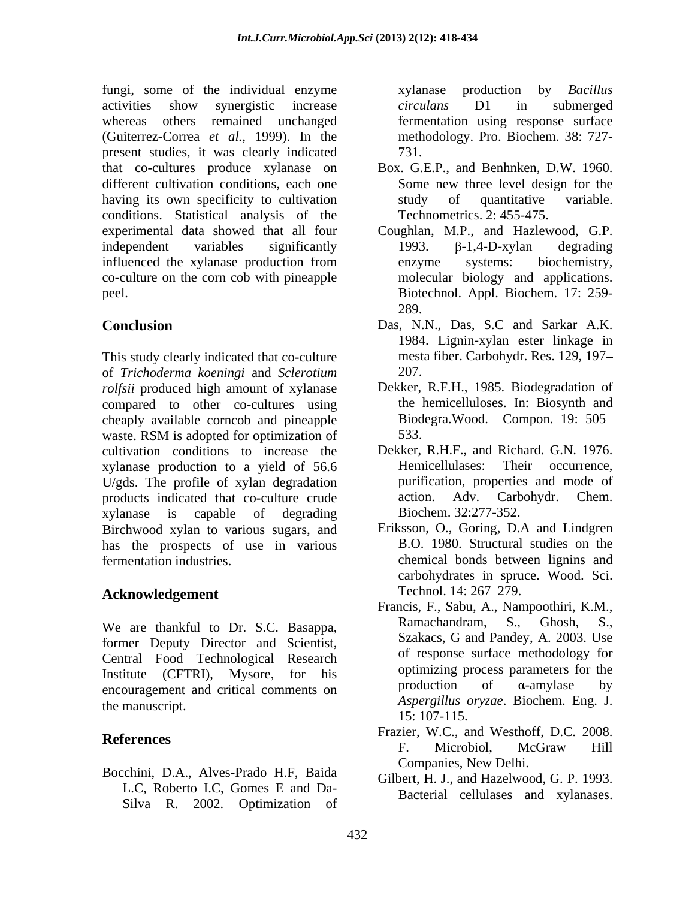fungi, some of the individual enzyme activities show synergistic increase whereas others remained unchanged (Guiterrez-Correa *et al.*, 1999). In the present studies, it was clearly indicated that co-cultures produce xylanase on different cultivation conditions, each one having its own specificity to cultivation conditions. Statistical analysis of the experimental data showed that all four independent variables significantly influenced the xylanase production from co-culture on the corn cob with pineapple peel.

## Conclusion

This study clearly indicated that co-culture of *Trichoderma koeningi* and *Sclerotium rolfsii* produced high amount of xylanase compared to other co-cultures using cheaply available corncob and pineapple waste. RSM is adopted for optimization of cultivation conditions to increase the xylanase production to a yield of 56.6 U/gds. The profile of xylan degradation products indicated that co-culture crude xylanase is capable of degrading Birchwood xylan to various sugars, and has the prospects of use in various fermentation industries.

## Acknowledgement

We are thankful to Dr. S.C. Basappa, former Deputy Director and Scientist, Central Food Technological Research Institute (CFTRI), Mysore, for his encouragement and critical comments on the manuscript.

## References

Bocchini, D.A., Alves-Prado H.F, Baida L.C, Roberto I.C, Gomes E and Da-Silva R. 2002. Optimization of xylanase production by *Bacillus circulans* D1 in submerged fermentation using response surface methodology. Pro. Biochem. 38: 727-731.

Box. G.E.P., and Benhnken, D.W. 1960. Some new three level design for the study of quantitative variable. Technometrics. 2: 455-475.

Coughlan, M.P., and Hazlewood, G.P. 1993. β-1,4-D-xylan degrading enzyme systems: biochemistry, molecular biology and applications. Biotechnol. Appl. Biochem. 17: 259-289.

Das, N.N., Das, S.C and Sarkar A.K. 1984. Lignin-xylan ester linkage in mesta fiber. Carbohydr. Res. 129, 197–207.

Dekker, R.F.H., 1985. Biodegradation of the hemicelluloses. In: Biosynth and Biodegra.Wood. Compon. 19: 505–533.

Dekker, R.H.F., and Richard. G.N. 1976. Hemicellulases: Their occurrence, purification, properties and mode of action. Adv. Carbohydr. Chem. Biochem. 32:277-352.

Eriksson, O., Goring, D.A and Lindgren B.O. 1980. Structural studies on the chemical bonds between lignins and carbohydrates in spruce. Wood. Sci. Technol. 14: 267–279.

Francis, F., Sabu, A., Nampoothiri, K.M., Ramachandram, S., Ghosh, S., Szakacs, G and Pandey, A. 2003. Use of response surface methodology for optimizing process parameters for the production of α-amylase by *Aspergillus oryzae*. Biochem. Eng. J. 15: 107-115.

Frazier, W.C., and Westhoff, D.C. 2008. F. Microbiol, McGraw Hill Companies, New Delhi.

Gilbert, H. J., and Hazelwood, G. P. 1993. Bacterial cellulases and xylanases.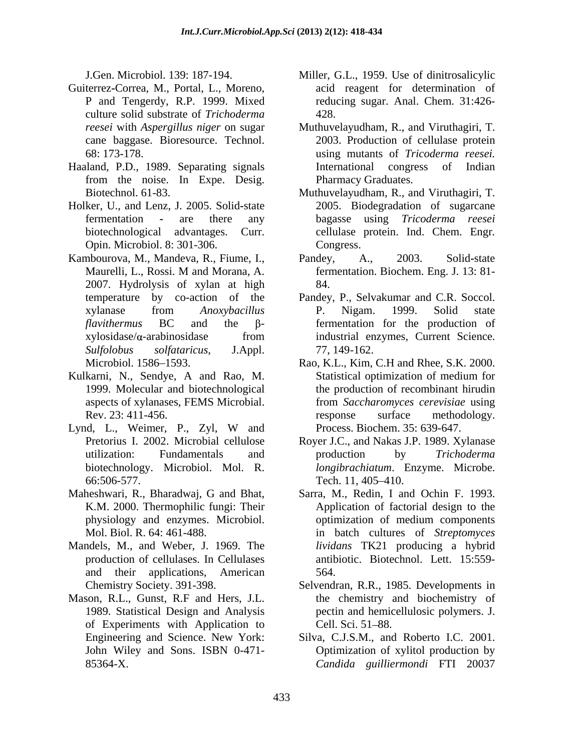J.Gen. Microbiol. 139: 187-194.

Guiterrez-Correa, M., Portal, L., Moreno, P and Tengerdy, R.P. 1999. Mixed culture solid substrate of *Trichoderma reesei* with *Aspergillus niger* on sugar cane baggase. Bioresource. Technol. 68: 173-178.

Haaland, P.D., 1989. Separating signals from the noise. In Expe. Desig. Biotechnol. 61-83.

Holker, U., and Lenz, J. 2005. Solid-state fermentation - are there any biotechnological advantages. Curr. Opin. Microbiol. 8: 301-306.

Kambourova, M., Mandeva, R., Fiume, I., Maurelli, L., Rossi. M and Morana, A. 2007. Hydrolysis of xylan at high temperature by co-action of the xylanase from *Anoxybacillus flavithermus* BC and the β-xylosidase/α-arabinosidase from *Sulfolobus solfataricus*, J.Appl. Microbiol. 1586–1593.

Kulkarni, N., Sendye, A and Rao, M. 1999. Molecular and biotechnological aspects of xylanases, FEMS Microbial. Rev. 23: 411-456.

Lynd, L., Weimer, P., Zyl, W and Pretorius I. 2002. Microbial cellulose utilization: Fundamentals and biotechnology. Microbiol. Mol. R. 66:506-577.

Maheshwari, R., Bharadwaj, G and Bhat, K.M. 2000. Thermophilic fungi: Their physiology and enzymes. Microbiol. Mol. Biol. R. 64: 461-488.

Mandels, M., and Weber, J. 1969. The production of cellulases. In Cellulases and their applications, American Chemistry Society. 391-398.

Mason, R.L., Gunst, R.F and Hers, J.L. 1989. Statistical Design and Analysis of Experiments with Application to Engineering and Science. New York: John Wiley and Sons. ISBN 0-471-85364-X.

Miller, G.L., 1959. Use of dinitrosalicylic acid reagent for determination of reducing sugar. Anal. Chem. 31:426-428.

Muthuvelayudham, R., and Viruthagiri, T. 2003. Production of cellulase protein using mutants of *Tricoderma reesei.* International congress of Indian Pharmacy Graduates.

Muthuvelayudham, R., and Viruthagiri, T. 2005. Biodegradation of sugarcane bagasse using *Tricoderma reesei* cellulase protein. Ind. Chem. Engr. Congress.

Pandey, A., 2003. Solid-state fermentation. Biochem. Eng. J. 13: 81-84.

Pandey, P., Selvakumar and C.R. Soccol. P. Nigam. 1999. Solid state fermentation for the production of industrial enzymes, Current Science. 77, 149-162.

Rao, K.L., Kim, C.H and Rhee, S.K. 2000. Statistical optimization of medium for the production of recombinant hirudin from *Saccharomyces cerevisiae* using response surface methodology. Process. Biochem. 35: 639-647.

Royer J.C., and Nakas J.P. 1989. Xylanase production by *Trichoderma longibrachiatum*. Enzyme. Microbe. Tech. 11, 405–410.

Sarra, M., Redin, I and Ochin F. 1993. Application of factorial design to the optimization of medium components in batch cultures of *Streptomyces lividans* TK21 producing a hybrid antibiotic. Biotechnol. Lett. 15:559-564.

Selvendran, R.R., 1985. Developments in the chemistry and biochemistry of pectin and hemicellulosic polymers. J. Cell. Sci. 51–88.

Silva, C.J.S.M., and Roberto I.C. 2001. Optimization of xylitol production by *Candida guilliermondi* FTI 20037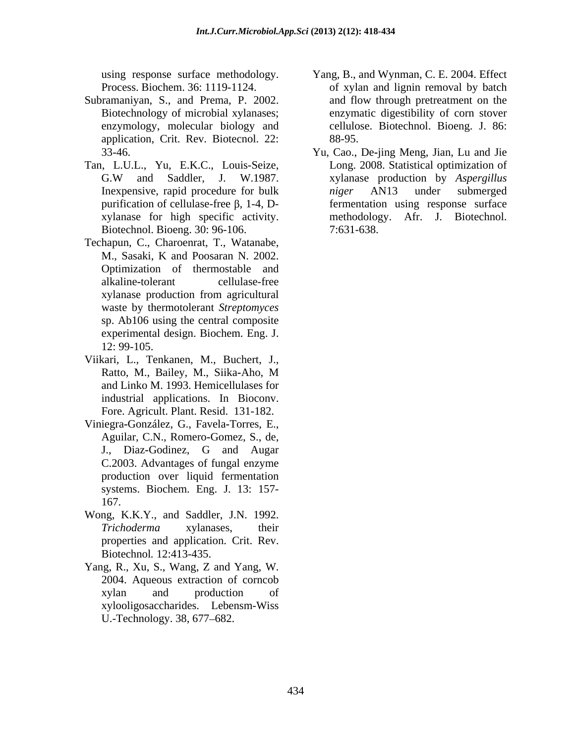using response surface methodology. Process. Biochem. 36: 1119-1124.

Subramaniyan, S., and Prema, P. 2002. Biotechnology of microbial xylanases; enzymology, molecular biology and application, Crit. Rev. Biotecnol. 22: 33-46.

Tan, L.U.L., Yu, E.K.C., Louis-Seize, G.W and Saddler, J. W.1987. Inexpensive, rapid procedure for bulk purification of cellulase-free β, 1-4, D-xylanase for high specific activity. Biotechnol. Bioeng. 30: 96-106.

Techapun, C., Charoenrat, T., Watanabe, M., Sasaki, K and Poosaran N. 2002. Optimization of thermostable and alkaline-tolerant cellulase-free xylanase production from agricultural waste by thermotolerant *Streptomyces* sp. Ab106 using the central composite experimental design. Biochem. Eng. J. 12: 99-105.

Viikari, L., Tenkanen, M., Buchert, J., Ratto, M., Bailey, M., Siika-Aho, M and Linko M. 1993. Hemicellulases for industrial applications. In Bioconv. Fore. Agricult. Plant. Resid. 131-182.

Viniegra-González, G., Favela-Torres, E., Aguilar, C.N., Romero-Gomez, S., de, J., Diaz-Godinez, G and Augar C.2003. Advantages of fungal enzyme production over liquid fermentation systems. Biochem. Eng. J. 13: 157-167.

Wong, K.K.Y., and Saddler, J.N. 1992. *Trichoderma* xylanases, their properties and application. Crit. Rev. Biotechnol. 12:413-435.

Yang, R., Xu, S., Wang, Z and Yang, W. 2004. Aqueous extraction of corncob xylan and production of xylooligosaccharides. Lebensm-Wiss U.-Technology. 38, 677–682.

Yang, B., and Wynman, C. E. 2004. Effect of xylan and lignin removal by batch and flow through pretreatment on the enzymatic digestibility of corn stover cellulose. Biotechnol. Bioeng. J. 86: 88-95.

Yu, Cao., De-jing Meng, Jian, Lu and Jie Long. 2008. Statistical optimization of xylanase production by *Aspergillus niger* AN13 under submerged fermentation using response surface methodology. Afr. J. Biotechnol. 7:631-638.